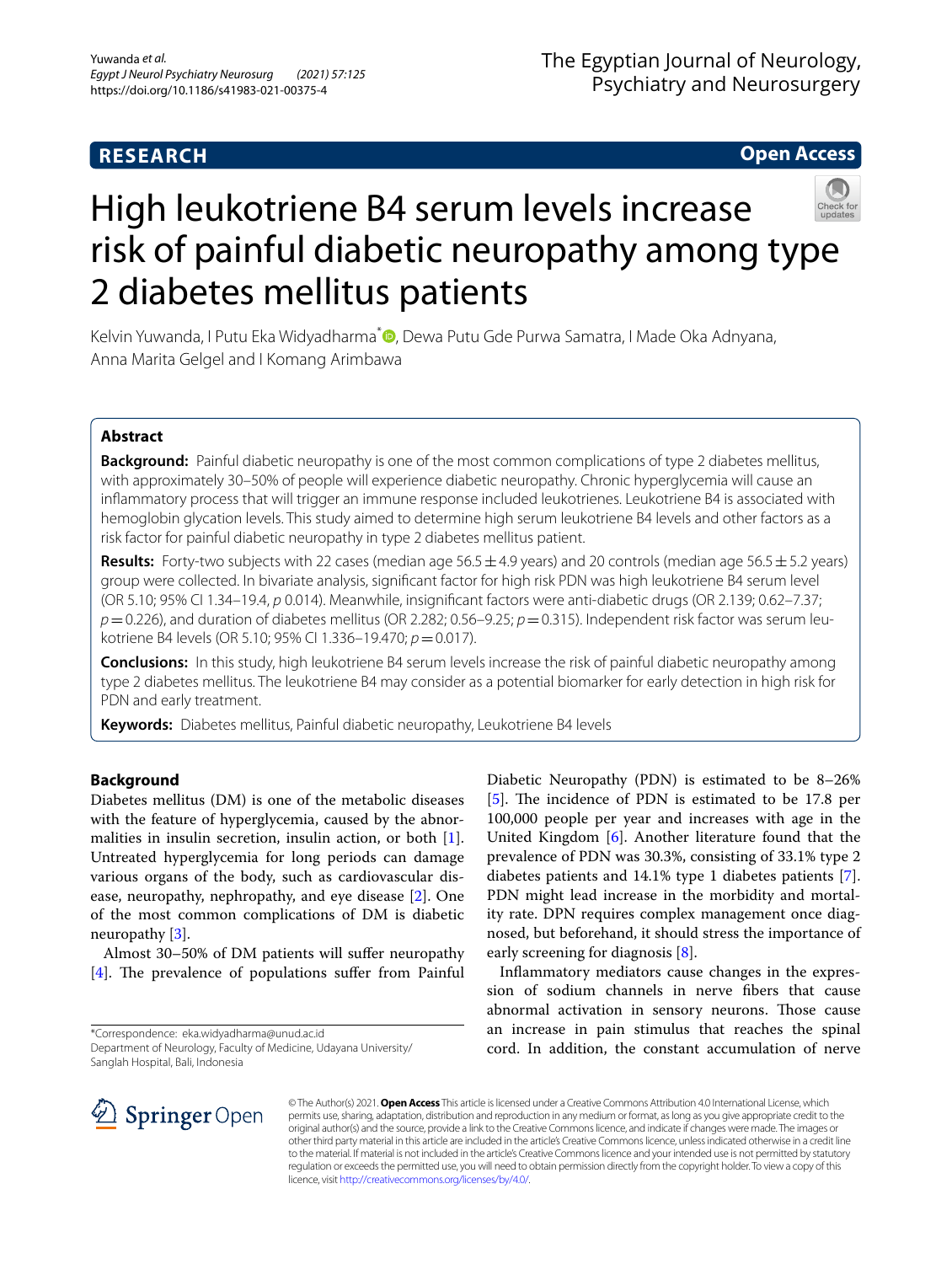**RESEARCH** **Open Access**

# High leukotriene B4 serum levels increase risk of painful diabetic neuropathy among type 2 diabetes mellitus patients

Kelvin Yuwanda, I Putu Eka Widyadharma*, Dewa Putu Gde Purwa Samatra, I Made Oka Adnyana, Anna Marita Gelgel and I Komang Arimbawa

## Abstract

**Background:** Painful diabetic neuropathy is one of the most common complications of type 2 diabetes mellitus, with approximately 30–50% of people will experience diabetic neuropathy. Chronic hyperglycemia will cause an inflammatory process that will trigger an immune response included leukotrienes. Leukotriene B4 is associated with hemoglobin glycation levels. This study aimed to determine high serum leukotriene B4 levels and other factors as a risk factor for painful diabetic neuropathy in type 2 diabetes mellitus patient.

**Results:** Forty-two subjects with 22 cases (median age 56.5 ± 4.9 years) and 20 controls (median age 56.5 ± 5.2 years) group were collected. In bivariate analysis, significant factor for high risk PDN was high leukotriene B4 serum level (OR 5.10; 95% CI 1.34–19.4, *p* 0.014). Meanwhile, insignificant factors were anti-diabetic drugs (OR 2.139; 0.62–7.37; $p = 0.226$), and duration of diabetes mellitus (OR 2.282; 0.56–9.25; $p = 0.315$). Independent risk factor was serum leukotriene B4 levels (OR 5.10; 95% CI 1.336–19.470; $p = 0.017$).

**Conclusions:** In this study, high leukotriene B4 serum levels increase the risk of painful diabetic neuropathy among type 2 diabetes mellitus. The leukotriene B4 may consider as a potential biomarker for early detection in high risk for PDN and early treatment.

**Keywords:** Diabetes mellitus, Painful diabetic neuropathy, Leukotriene B4 levels

## Background

Diabetes mellitus (DM) is one of the metabolic diseases with the feature of hyperglycemia, caused by the abnormalities in insulin secretion, insulin action, or both [1]. Untreated hyperglycemia for long periods can damage various organs of the body, such as cardiovascular disease, neuropathy, nephropathy, and eye disease [2]. One of the most common complications of DM is diabetic neuropathy [3].

Almost 30–50% of DM patients will suffer neuropathy [4]. The prevalence of populations suffer from Painful Diabetic Neuropathy (PDN) is estimated to be 8–26% [5]. The incidence of PDN is estimated to be 17.8 per 100,000 people per year and increases with age in the United Kingdom [6]. Another literature found that the prevalence of PDN was 30.3%, consisting of 33.1% type 2 diabetes patients and 14.1% type 1 diabetes patients [7]. PDN might lead increase in the morbidity and mortality rate. DPN requires complex management once diagnosed, but beforehand, it should stress the importance of early screening for diagnosis [8].

Inflammatory mediators cause changes in the expression of sodium channels in nerve fibers that cause abnormal activation in sensory neurons. Those cause an increase in pain stimulus that reaches the spinal cord. In addition, the constant accumulation of nerve

*Correspondence: eka.widyadharma@unud.ac.id
Department of Neurology, Faculty of Medicine, Udayana University/Sanglah Hospital, Bali, Indonesia

© The Author(s) 2021. **Open Access** This article is licensed under a Creative Commons Attribution 4.0 International License, which permits use, sharing, adaptation, distribution and reproduction in any medium or format, as long as you give appropriate credit to the original author(s) and the source, provide a link to the Creative Commons licence, and indicate if changes were made. The images or other third party material in this article are included in the article's Creative Commons licence, unless indicated otherwise in a credit line to the material. If material is not included in the article's Creative Commons licence and your intended use is not permitted by statutory regulation or exceeds the permitted use, you will need to obtain permission directly from the copyright holder. To view a copy of this licence, visit http://creativecommons.org/licenses/by/4.0/.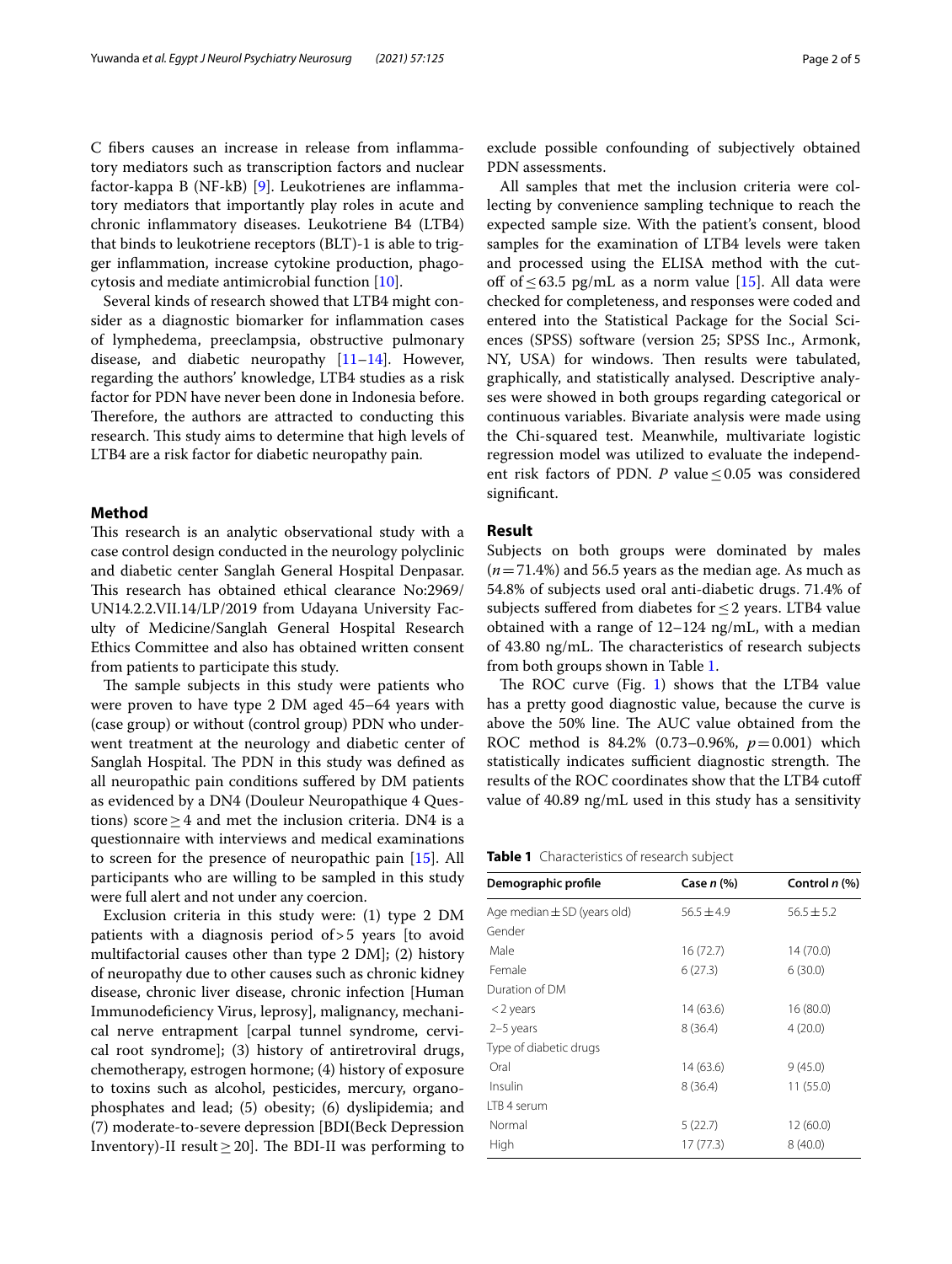C fibers causes an increase in release from inflammatory mediators such as transcription factors and nuclear factor-kappa B (NF-kB) [9]. Leukotrienes are inflammatory mediators that importantly play roles in acute and chronic inflammatory diseases. Leukotriene B4 (LTB4) that binds to leukotriene receptors (BLT)-1 is able to trigger inflammation, increase cytokine production, phagocytosis and mediate antimicrobial function [10].

Several kinds of research showed that LTB4 might consider as a diagnostic biomarker for inflammation cases of lymphedema, preeclampsia, obstructive pulmonary disease, and diabetic neuropathy [11–14]. However, regarding the authors' knowledge, LTB4 studies as a risk factor for PDN have never been done in Indonesia before. Therefore, the authors are attracted to conducting this research. This study aims to determine that high levels of LTB4 are a risk factor for diabetic neuropathy pain.

## Method

This research is an analytic observational study with a case control design conducted in the neurology polyclinic and diabetic center Sanglah General Hospital Denpasar. This research has obtained ethical clearance No:2969/UN14.2.2.VII.14/LP/2019 from Udayana University Faculty of Medicine/Sanglah General Hospital Research Ethics Committee and also has obtained written consent from patients to participate this study.

The sample subjects in this study were patients who were proven to have type 2 DM aged 45–64 years with (case group) or without (control group) PDN who underwent treatment at the neurology and diabetic center of Sanglah Hospital. The PDN in this study was defined as all neuropathic pain conditions suffered by DM patients as evidenced by a DN4 (Douleur Neuropathique 4 Questions) score $\geq 4$ and met the inclusion criteria. DN4 is a questionnaire with interviews and medical examinations to screen for the presence of neuropathic pain [15]. All participants who are willing to be sampled in this study were full alert and not under any coercion.

Exclusion criteria in this study were: (1) type 2 DM patients with a diagnosis period of $>5$ years [to avoid multifactorial causes other than type 2 DM]; (2) history of neuropathy due to other causes such as chronic kidney disease, chronic liver disease, chronic infection [Human Immunodeficiency Virus, leprosy], malignancy, mechanical nerve entrapment [carpal tunnel syndrome, cervical root syndrome]; (3) history of antiretroviral drugs, chemotherapy, estrogen hormone; (4) history of exposure to toxins such as alcohol, pesticides, mercury, organophosphates and lead; (5) obesity; (6) dyslipidemia; and (7) moderate-to-severe depression [BDI(Beck Depression Inventory)-II result $\geq 20$]. The BDI-II was performing to exclude possible confounding of subjectively obtained PDN assessments.

All samples that met the inclusion criteria were collecting by convenience sampling technique to reach the expected sample size. With the patient's consent, blood samples for the examination of LTB4 levels were taken and processed using the ELISA method with the cut-off of $\leq 63.5$ pg/mL as a norm value [15]. All data were checked for completeness, and responses were coded and entered into the Statistical Package for the Social Sciences (SPSS) software (version 25; SPSS Inc., Armonk, NY, USA) for windows. Then results were tabulated, graphically, and statistically analysed. Descriptive analyses were showed in both groups regarding categorical or continuous variables. Bivariate analysis were made using the Chi-squared test. Meanwhile, multivariate logistic regression model was utilized to evaluate the independent risk factors of PDN. $P$ value $\leq 0.05$ was considered significant.

## Result

Subjects on both groups were dominated by males ($n=71.4\%$) and 56.5 years as the median age. As much as 54.8% of subjects used oral anti-diabetic drugs. 71.4% of subjects suffered from diabetes for $\leq 2$ years. LTB4 value obtained with a range of 12–124 ng/mL, with a median of 43.80 ng/mL. The characteristics of research subjects from both groups shown in Table 1.

The ROC curve (Fig. 1) shows that the LTB4 value has a pretty good diagnostic value, because the curve is above the 50% line. The AUC value obtained from the ROC method is 84.2% (0.73–0.96%, $p=0.001$) which statistically indicates sufficient diagnostic strength. The results of the ROC coordinates show that the LTB4 cutoff value of 40.89 ng/mL used in this study has a sensitivity

**Table 1** Characteristics of research subject

| Demographic profile | Case *n* (%) | Control *n* (%) |
|---|---|---|
| Age median ± SD (years old) | 56.5 ± 4.9 | 56.5 ± 5.2 |
| Gender | | |
| Male | 16 (72.7) | 14 (70.0) |
| Female | 6 (27.3) | 6 (30.0) |
| Duration of DM | | |
| < 2 years | 14 (63.6) | 16 (80.0) |
| 2–5 years | 8 (36.4) | 4 (20.0) |
| Type of diabetic drugs | | |
| Oral | 14 (63.6) | 9 (45.0) |
| Insulin | 8 (36.4) | 11 (55.0) |
| LTB 4 serum | | |
| Normal | 5 (22.7) | 12 (60.0) |
| High | 17 (77.3) | 8 (40.0) |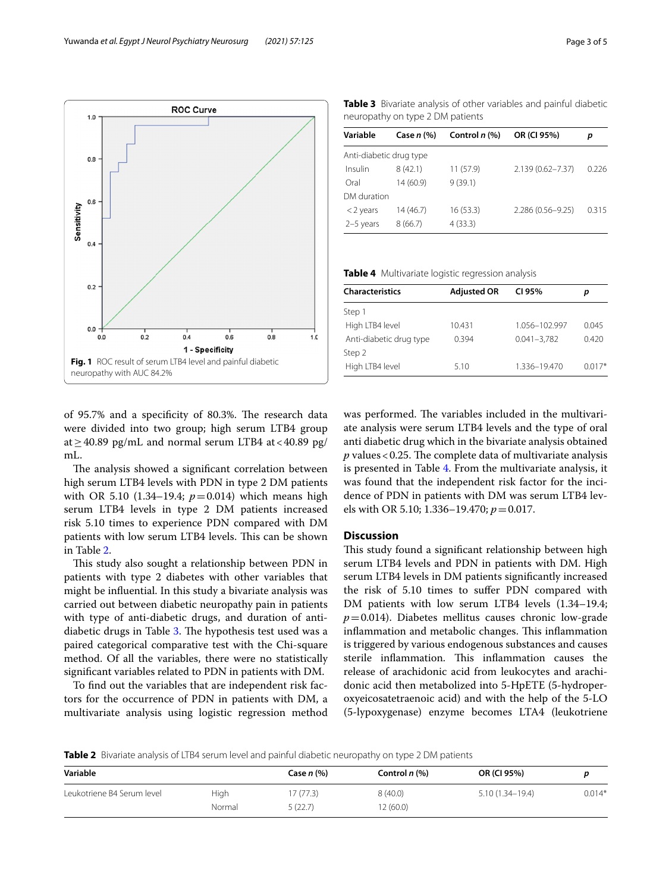Fig. 1 ROC result of serum LTB4 level and painful diabetic neuropathy with AUC 84.2%

of 95.7% and a specificity of 80.3%. The research data were divided into two group; high serum LTB4 group at ≥ 40.89 pg/mL and normal serum LTB4 at < 40.89 pg/mL.

The analysis showed a significant correlation between high serum LTB4 levels with PDN in type 2 DM patients with OR 5.10 (1.34–19.4; $p = 0.014$) which means high serum LTB4 levels in type 2 DM patients increased risk 5.10 times to experience PDN compared with DM patients with low serum LTB4 levels. This can be shown in Table 2.

This study also sought a relationship between PDN in patients with type 2 diabetes with other variables that might be influential. In this study a bivariate analysis was carried out between diabetic neuropathy pain in patients with type of anti-diabetic drugs, and duration of anti-diabetic drugs in Table 3. The hypothesis test used was a paired categorical comparative test with the Chi-square method. Of all the variables, there were no statistically significant variables related to PDN in patients with DM.

To find out the variables that are independent risk factors for the occurrence of PDN in patients with DM, a multivariate analysis using logistic regression method was performed. The variables included in the multivariate analysis were serum LTB4 levels and the type of oral anti diabetic drug which in the bivariate analysis obtained $p$ values < 0.25. The complete data of multivariate analysis is presented in Table 4. From the multivariate analysis, it was found that the independent risk factor for the incidence of PDN in patients with DM was serum LTB4 levels with OR 5.10; 1.336–19.470; $p = 0.017$.

**Table 3** Bivariate analysis of other variables and painful diabetic neuropathy on type 2 DM patients

| Variable | Case *n* (%) | Control *n* (%) | OR (CI 95%) | *p* |
|---|---|---|---|---|
| Anti-diabetic drug type | | | | |
| Insulin | 8 (42.1) | 11 (57.9) | 2.139 (0.62–7.37) | 0.226 |
| Oral | 14 (60.9) | 9 (39.1) | | |
| DM duration | | | | |
| < 2 years | 14 (46.7) | 16 (53.3) | 2.286 (0.56–9.25) | 0.315 |
| 2–5 years | 8 (66.7) | 4 (33.3) | | |

**Table 4** Multivariate logistic regression analysis

| Characteristics | Adjusted OR | CI 95% | *p* |
|---|---|---|---|
| Step 1 | | | |
| High LTB4 level | 10.431 | 1.056–102.997 | 0.045 |
| Anti-diabetic drug type | 0.394 | 0.041–3,782 | 0.420 |
| Step 2 | | | |
| High LTB4 level | 5.10 | 1.336–19.470 | 0.017* |

## Discussion

This study found a significant relationship between high serum LTB4 levels and PDN in patients with DM. High serum LTB4 levels in DM patients significantly increased the risk of 5.10 times to suffer PDN compared with DM patients with low serum LTB4 levels (1.34–19.4; $p = 0.014$). Diabetes mellitus causes chronic low-grade inflammation and metabolic changes. This inflammation is triggered by various endogenous substances and causes sterile inflammation. This inflammation causes the release of arachidonic acid from leukocytes and arachidonic acid then metabolized into 5-HpETE (5-hydroperoxyeicosatetraenoic acid) and with the help of the 5-LO (5-lypoxygenase) enzyme becomes LTA4 (leukotriene

**Table 2** Bivariate analysis of LTB4 serum level and painful diabetic neuropathy on type 2 DM patients

| Variable | | Case *n* (%) | Control *n* (%) | OR (CI 95%) | *p* |
|---|---|---|---|---|---|
| Leukotriene B4 Serum level | High | 17 (77.3) | 8 (40.0) | 5.10 (1.34–19.4) | 0.014* |
| | Normal | 5 (22.7) | 12 (60.0) | | |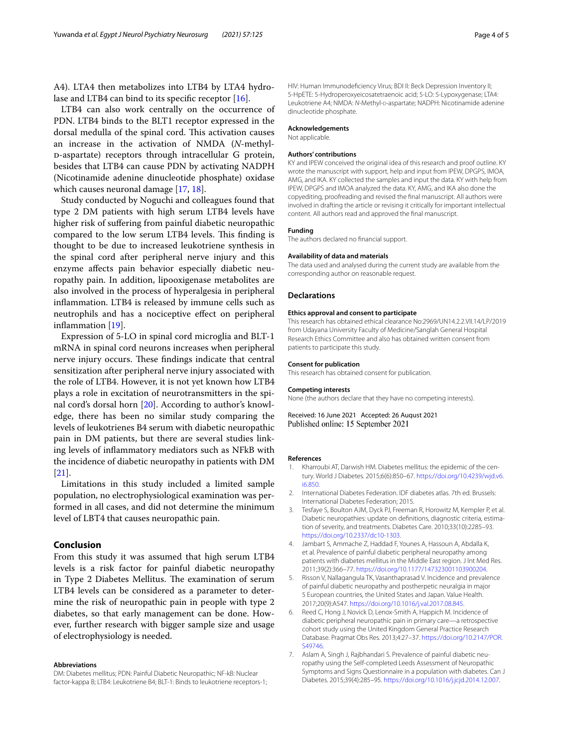A4). LTA4 then metabolizes into LTB4 by LTA4 hydrolase and LTB4 can bind to its specific receptor [16].

LTB4 can also work centrally on the occurrence of PDN. LTB4 binds to the BLT1 receptor expressed in the dorsal medulla of the spinal cord. This activation causes an increase in the activation of NMDA (*N*-methyl-D-aspartate) receptors through intracellular G protein, besides that LTB4 can cause PDN by activating NADPH (Nicotinamide adenine dinucleotide phosphate) oxidase which causes neuronal damage [17, 18].

Study conducted by Noguchi and colleagues found that type 2 DM patients with high serum LTB4 levels have higher risk of suffering from painful diabetic neuropathic compared to the low serum LTB4 levels. This finding is thought to be due to increased leukotriene synthesis in the spinal cord after peripheral nerve injury and this enzyme affects pain behavior especially diabetic neuropathy pain. In addition, lipooxigenase metabolites are also involved in the process of hyperalgesia in peripheral inflammation. LTB4 is released by immune cells such as neutrophils and has a nociceptive effect on peripheral inflammation [19].

Expression of 5-LO in spinal cord microglia and BLT-1 mRNA in spinal cord neurons increases when peripheral nerve injury occurs. These findings indicate that central sensitization after peripheral nerve injury associated with the role of LTB4. However, it is not yet known how LTB4 plays a role in excitation of neurotransmitters in the spinal cord's dorsal horn [20]. According to author's knowledge, there has been no similar study comparing the levels of leukotrienes B4 serum with diabetic neuropathic pain in DM patients, but there are several studies linking levels of inflammatory mediators such as NFkB with the incidence of diabetic neuropathy in patients with DM [21].

Limitations in this study included a limited sample population, no electrophysiological examination was performed in all cases, and did not determine the minimum level of LBT4 that causes neuropathic pain.

## Conclusion

From this study it was assumed that high serum LTB4 levels is a risk factor for painful diabetic neuropathy in Type 2 Diabetes Mellitus. The examination of serum LTB4 levels can be considered as a parameter to determine the risk of neuropathic pain in people with type 2 diabetes, so that early management can be done. However, further research with bigger sample size and usage of electrophysiology is needed.

#### Abbreviations

DM: Diabetes mellitus; PDN: Painful Diabetic Neuropathic; NF-kB: Nuclear factor-kappa B; LTB4: Leukotriene B4; BLT-1: Binds to leukotriene receptors-1; HIV: Human Immunodeficiency Virus; BDI II: Beck Depression Inventory II; 5-HpETE: 5-Hydroperoxyeicosatetraenoic acid; 5-LO: 5-Lypoxygenase; LTA4: Leukotriene A4; NMDA: *N*-Methyl-D-aspartate; NADPH: Nicotinamide adenine dinucleotide phosphate.

#### Acknowledgements

Not applicable.

#### Authors' contributions

KY and IPEW conceived the original idea of this research and proof outline. KY wrote the manuscript with support, help and input from IPEW, DPGPS, IMOA, AMG, and IKA. KY collected the samples and input the data. KY with help from IPEW, DPGPS and IMOA analyzed the data. KY, AMG, and IKA also done the copyediting, proofreading and revised the final manuscript. All authors were involved in drafting the article or revising it critically for important intellectual content. All authors read and approved the final manuscript.

#### Funding

The authors declared no financial support.

#### Availability of data and materials

The data used and analysed during the current study are available from the corresponding author on reasonable request.

## Declarations

#### Ethics approval and consent to participate

This research has obtained ethical clearance No:2969/UN14.2.2.VII.14/LP/2019 from Udayana University Faculty of Medicine/Sanglah General Hospital Research Ethics Committee and also has obtained written consent from patients to participate this study.

#### Consent for publication

This research has obtained consent for publication.

#### Competing interests

None (the authors declare that they have no competing interests).

Received: 16 June 2021 Accepted: 26 August 2021
Published online: 15 September 2021

#### References

1. Kharroubi AT, Darwish HM. Diabetes mellitus: the epidemic of the century. World J Diabetes. 2015;6(6):850–67. https://doi.org/10.4239/wjd.v6.i6.850.
2. International Diabetes Federation. IDF diabetes atlas. 7th ed. Brussels: International Diabetes Federation; 2015.
3. Tesfaye S, Boulton AJM, Dyck PJ, Freeman R, Horowitz M, Kempler P, et al. Diabetic neuropathies: update on definitions, diagnostic criteria, estimation of severity, and treatments. Diabetes Care. 2010;33(10):2285–93. https://doi.org/10.2337/dc10-1303.
4. Jambart S, Ammache Z, Haddad F, Younes A, Hassoun A, Abdalla K, et al. Prevalence of painful diabetic peripheral neuropathy among patients with diabetes mellitus in the Middle East region. J Int Med Res. 2011;39(2):366–77. https://doi.org/10.1177/147323001103900204.
5. Risson V, Nallagangula TK, Vasanthaprasad V. Incidence and prevalence of painful diabetic neuropathy and postherpetic neuralgia in major 5 European countries, the United States and Japan. Value Health. 2017;20(9):A547. https://doi.org/10.1016/j.jval.2017.08.845.
6. Reed C, Hong J, Novick D, Lenox-Smith A, Happich M. Incidence of diabetic peripheral neuropathic pain in primary care—a retrospective cohort study using the United Kingdom General Practice Research Database. Pragmat Obs Res. 2013;4:27–37. https://doi.org/10.2147/POR.S49746.
7. Aslam A, Singh J, Rajbhandari S. Prevalence of painful diabetic neuropathy using the Self-completed Leeds Assessment of Neuropathic Symptoms and Signs Questionnaire in a population with diabetes. Can J Diabetes. 2015;39(4):285–95. https://doi.org/10.1016/j.jcjd.2014.12.007.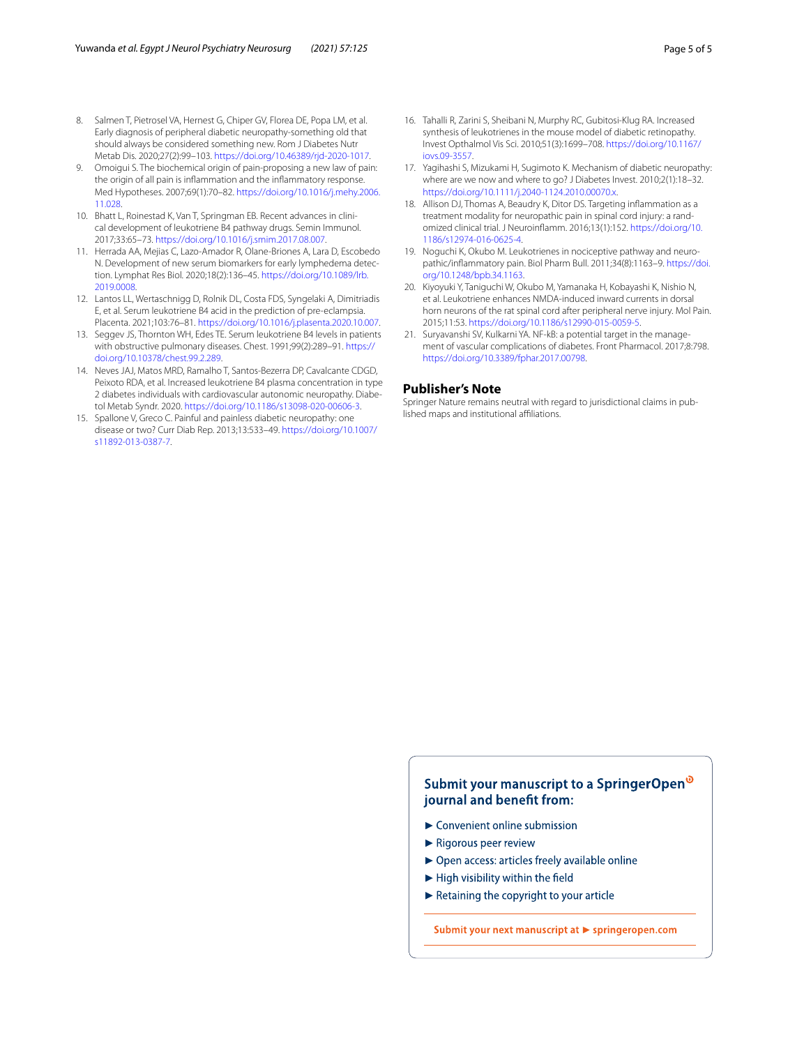8. Salmen T, Pietrosel VA, Hernest G, Chiper GV, Florea DE, Popa LM, et al. Early diagnosis of peripheral diabetic neuropathy-something old that should always be considered something new. Rom J Diabetes Nutr Metab Dis. 2020;27(2):99–103. https://doi.org/10.46389/rjd-2020-1017.
9. Omoigui S. The biochemical origin of pain-proposing a new law of pain: the origin of all pain is inflammation and the inflammatory response. Med Hypotheses. 2007;69(1):70–82. https://doi.org/10.1016/j.mehy.2006.11.028.
10. Bhatt L, Roinestad K, Van T, Springman EB. Recent advances in clinical development of leukotriene B4 pathway drugs. Semin Immunol. 2017;33:65–73. https://doi.org/10.1016/j.smim.2017.08.007.
11. Herrada AA, Mejias C, Lazo-Amador R, Olane-Briones A, Lara D, Escobedo N. Development of new serum biomarkers for early lymphedema detection. Lymphat Res Biol. 2020;18(2):136–45. https://doi.org/10.1089/lrb.2019.0008.
12. Lantos LL, Wertaschnigg D, Rolnik DL, Costa FDS, Syngelaki A, Dimitriadis E, et al. Serum leukotriene B4 acid in the prediction of pre-eclampsia. Placenta. 2021;103:76–81. https://doi.org/10.1016/j.placenta.2020.10.007.
13. Seggev JS, Thornton WH, Edes TE. Serum leukotriene B4 levels in patients with obstructive pulmonary diseases. Chest. 1991;99(2):289–91. https://doi.org/10.10378/chest.99.2.289.
14. Neves JAJ, Matos MRD, Ramalho T, Santos-Bezerra DP, Cavalcante CDGD, Peixoto RDA, et al. Increased leukotriene B4 plasma concentration in type 2 diabetes individuals with cardiovascular autonomic neuropathy. Diabetol Metab Syndr. 2020. https://doi.org/10.1186/s13098-020-00606-3.
15. Spallone V, Greco C. Painful and painless diabetic neuropathy: one disease or two? Curr Diab Rep. 2013;13:533–49. https://doi.org/10.1007/s11892-013-0387-7.
16. Tahalli R, Zarini S, Sheibani N, Murphy RC, Gubitosi-Klug RA. Increased synthesis of leukotrienes in the mouse model of diabetic retinopathy. Invest Opthalmol Vis Sci. 2010;51(3):1699–708. https://doi.org/10.1167/iovs.09-3557.
17. Yagihashi S, Mizukami H, Sugimoto K. Mechanism of diabetic neuropathy: where are we now and where to go? J Diabetes Invest. 2010;2(1):18–32. https://doi.org/10.1111/j.2040-1124.2010.00070.x.
18. Allison DJ, Thomas A, Beaudry K, Ditor DS. Targeting inflammation as a treatment modality for neuropathic pain in spinal cord injury: a randomized clinical trial. J Neuroinflamm. 2016;13(1):152. https://doi.org/10.1186/s12974-016-0625-4.
19. Noguchi K, Okubo M. Leukotrienes in nociceptive pathway and neuropathic/inflammatory pain. Biol Pharm Bull. 2011;34(8):1163–9. https://doi.org/10.1248/bpb.34.1163.
20. Kiyoyuki Y, Taniguchi W, Okubo M, Yamanaka H, Kobayashi K, Nishio N, et al. Leukotriene enhances NMDA-induced inward currents in dorsal horn neurons of the rat spinal cord after peripheral nerve injury. Mol Pain. 2015;11:53. https://doi.org/10.1186/s12990-015-0059-5.
21. Suryavanshi SV, Kulkarni YA. NF-kB: a potential target in the management of vascular complications of diabetes. Front Pharmacol. 2017;8:798. https://doi.org/10.3389/fphar.2017.00798.

## Publisher's Note

Springer Nature remains neutral with regard to jurisdictional claims in published maps and institutional affiliations.